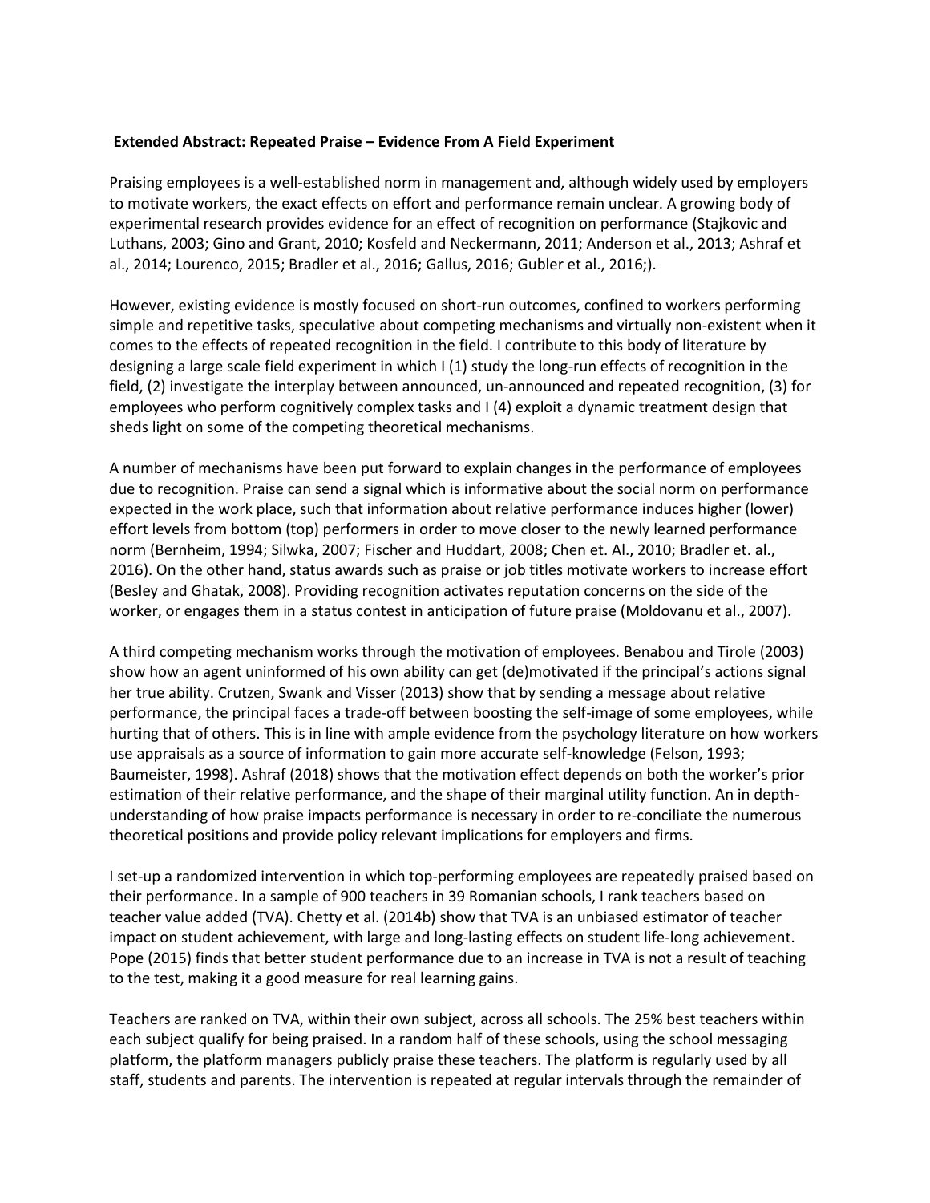**Extended Abstract: Repeated Praise – Evidence From A Field Experiment**

Praising employees is a well-established norm in management and, although widely used by employers to motivate workers, the exact effects on effort and performance remain unclear. A growing body of experimental research provides evidence for an effect of recognition on performance (Stajkovic and Luthans, 2003; Gino and Grant, 2010; Kosfeld and Neckermann, 2011; Anderson et al., 2013; Ashraf et al., 2014; Lourenco, 2015; Bradler et al., 2016; Gallus, 2016; Gubler et al., 2016;).

However, existing evidence is mostly focused on short-run outcomes, confined to workers performing simple and repetitive tasks, speculative about competing mechanisms and virtually non-existent when it comes to the effects of repeated recognition in the field. I contribute to this body of literature by designing a large scale field experiment in which I (1) study the long-run effects of recognition in the field, (2) investigate the interplay between announced, un-announced and repeated recognition, (3) for employees who perform cognitively complex tasks and I (4) exploit a dynamic treatment design that sheds light on some of the competing theoretical mechanisms.

A number of mechanisms have been put forward to explain changes in the performance of employees due to recognition. Praise can send a signal which is informative about the social norm on performance expected in the work place, such that information about relative performance induces higher (lower) effort levels from bottom (top) performers in order to move closer to the newly learned performance norm (Bernheim, 1994; Silwka, 2007; Fischer and Huddart, 2008; Chen et. Al., 2010; Bradler et. al., 2016). On the other hand, status awards such as praise or job titles motivate workers to increase effort (Besley and Ghatak, 2008). Providing recognition activates reputation concerns on the side of the worker, or engages them in a status contest in anticipation of future praise (Moldovanu et al., 2007).

A third competing mechanism works through the motivation of employees. Benabou and Tirole (2003) show how an agent uninformed of his own ability can get (de)motivated if the principal's actions signal her true ability. Crutzen, Swank and Visser (2013) show that by sending a message about relative performance, the principal faces a trade-off between boosting the self-image of some employees, while hurting that of others. This is in line with ample evidence from the psychology literature on how workers use appraisals as a source of information to gain more accurate self-knowledge (Felson, 1993; Baumeister, 1998). Ashraf (2018) shows that the motivation effect depends on both the worker's prior estimation of their relative performance, and the shape of their marginal utility function. An in depth-understanding of how praise impacts performance is necessary in order to re-conciliate the numerous theoretical positions and provide policy relevant implications for employers and firms.

I set-up a randomized intervention in which top-performing employees are repeatedly praised based on their performance. In a sample of 900 teachers in 39 Romanian schools, I rank teachers based on teacher value added (TVA). Chetty et al. (2014b) show that TVA is an unbiased estimator of teacher impact on student achievement, with large and long-lasting effects on student life-long achievement. Pope (2015) finds that better student performance due to an increase in TVA is not a result of teaching to the test, making it a good measure for real learning gains.

Teachers are ranked on TVA, within their own subject, across all schools. The 25% best teachers within each subject qualify for being praised. In a random half of these schools, using the school messaging platform, the platform managers publicly praise these teachers. The platform is regularly used by all staff, students and parents. The intervention is repeated at regular intervals through the remainder of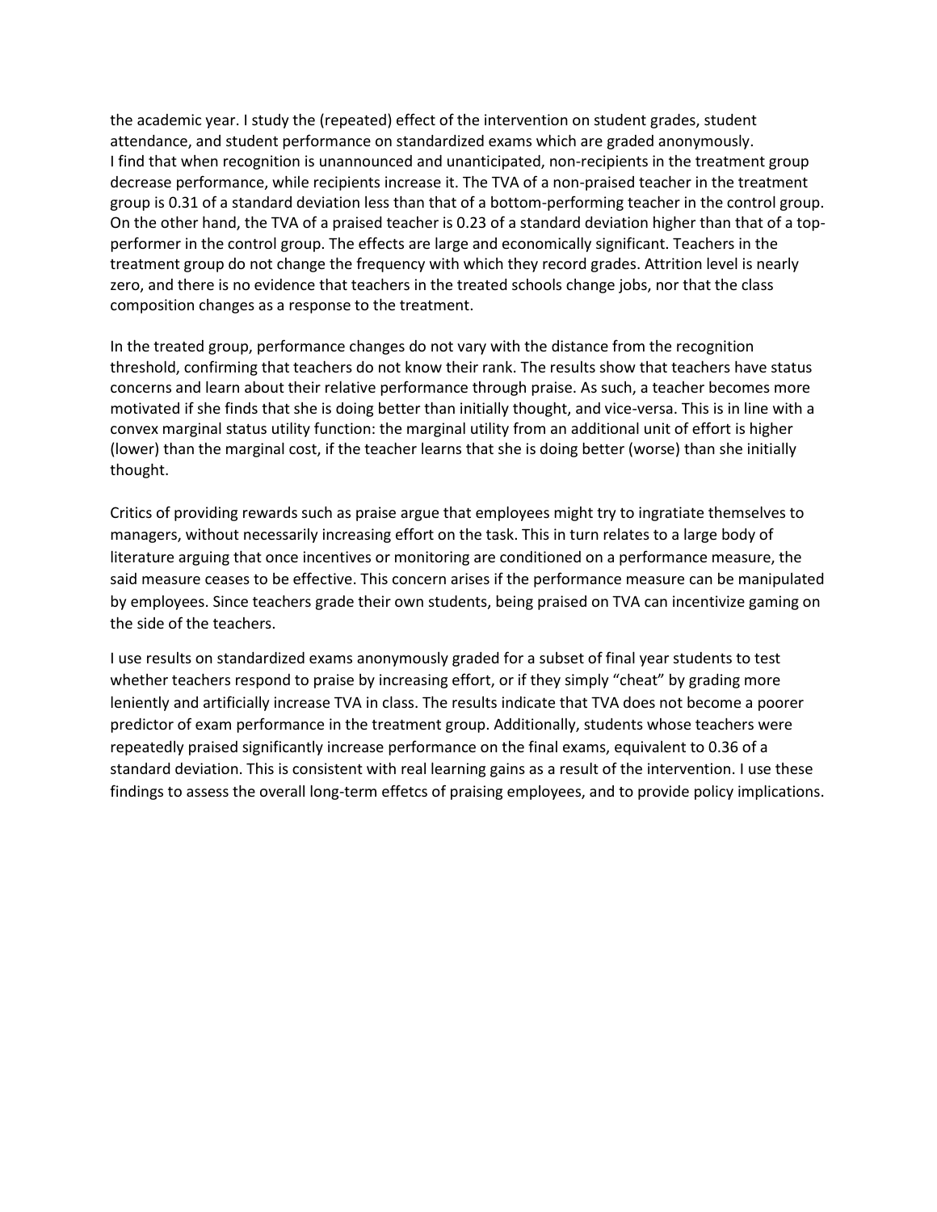the academic year. I study the (repeated) effect of the intervention on student grades, student attendance, and student performance on standardized exams which are graded anonymously. I find that when recognition is unannounced and unanticipated, non-recipients in the treatment group decrease performance, while recipients increase it. The TVA of a non-praised teacher in the treatment group is 0.31 of a standard deviation less than that of a bottom-performing teacher in the control group. On the other hand, the TVA of a praised teacher is 0.23 of a standard deviation higher than that of a top-performer in the control group. The effects are large and economically significant. Teachers in the treatment group do not change the frequency with which they record grades. Attrition level is nearly zero, and there is no evidence that teachers in the treated schools change jobs, nor that the class composition changes as a response to the treatment.

In the treated group, performance changes do not vary with the distance from the recognition threshold, confirming that teachers do not know their rank. The results show that teachers have status concerns and learn about their relative performance through praise. As such, a teacher becomes more motivated if she finds that she is doing better than initially thought, and vice-versa. This is in line with a convex marginal status utility function: the marginal utility from an additional unit of effort is higher (lower) than the marginal cost, if the teacher learns that she is doing better (worse) than she initially thought.

Critics of providing rewards such as praise argue that employees might try to ingratiate themselves to managers, without necessarily increasing effort on the task. This in turn relates to a large body of literature arguing that once incentives or monitoring are conditioned on a performance measure, the said measure ceases to be effective. This concern arises if the performance measure can be manipulated by employees. Since teachers grade their own students, being praised on TVA can incentivize gaming on the side of the teachers.

I use results on standardized exams anonymously graded for a subset of final year students to test whether teachers respond to praise by increasing effort, or if they simply "cheat" by grading more leniently and artificially increase TVA in class. The results indicate that TVA does not become a poorer predictor of exam performance in the treatment group. Additionally, students whose teachers were repeatedly praised significantly increase performance on the final exams, equivalent to 0.36 of a standard deviation. This is consistent with real learning gains as a result of the intervention. I use these findings to assess the overall long-term effetcs of praising employees, and to provide policy implications.